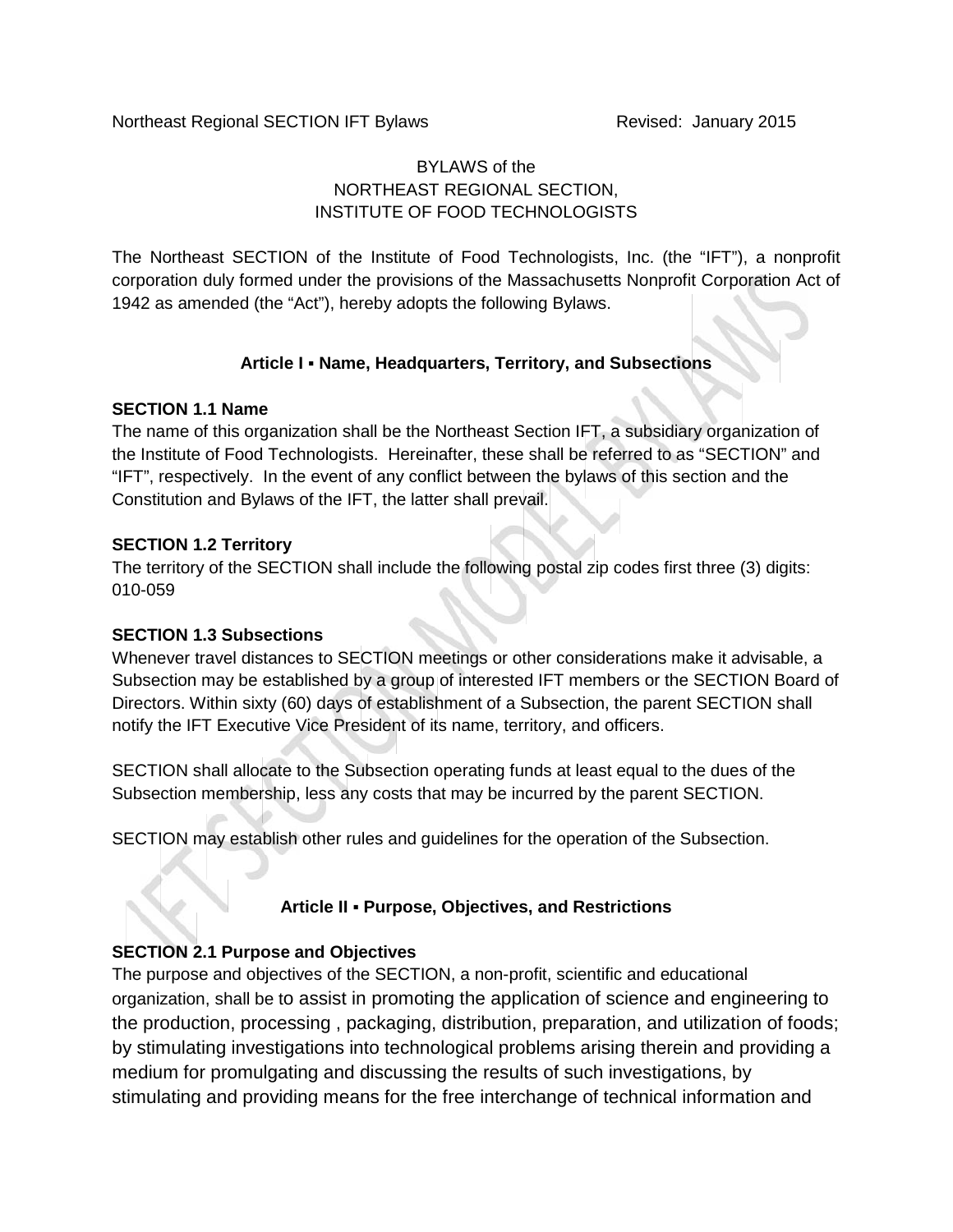BYLAWS of the
NORTHEAST REGIONAL SECTION,
INSTITUTE OF FOOD TECHNOLOGISTS

The Northeast SECTION of the Institute of Food Technologists, Inc. (the "IFT"), a nonprofit corporation duly formed under the provisions of the Massachusetts Nonprofit Corporation Act of 1942 as amended (the "Act"), hereby adopts the following Bylaws.

## Article I ▪ Name, Headquarters, Territory, and Subsections

### SECTION 1.1 Name

The name of this organization shall be the Northeast Section IFT, a subsidiary organization of the Institute of Food Technologists. Hereinafter, these shall be referred to as "SECTION" and "IFT", respectively. In the event of any conflict between the bylaws of this section and the Constitution and Bylaws of the IFT, the latter shall prevail.

### SECTION 1.2 Territory

The territory of the SECTION shall include the following postal zip codes first three (3) digits: 010-059

### SECTION 1.3 Subsections

Whenever travel distances to SECTION meetings or other considerations make it advisable, a Subsection may be established by a group of interested IFT members or the SECTION Board of Directors. Within sixty (60) days of establishment of a Subsection, the parent SECTION shall notify the IFT Executive Vice President of its name, territory, and officers.

SECTION shall allocate to the Subsection operating funds at least equal to the dues of the Subsection membership, less any costs that may be incurred by the parent SECTION.

SECTION may establish other rules and guidelines for the operation of the Subsection.

## Article II ▪ Purpose, Objectives, and Restrictions

### SECTION 2.1 Purpose and Objectives

The purpose and objectives of the SECTION, a non-profit, scientific and educational organization, shall be to assist in promoting the application of science and engineering to the production, processing , packaging, distribution, preparation, and utilization of foods; by stimulating investigations into technological problems arising therein and providing a medium for promulgating and discussing the results of such investigations, by stimulating and providing means for the free interchange of technical information and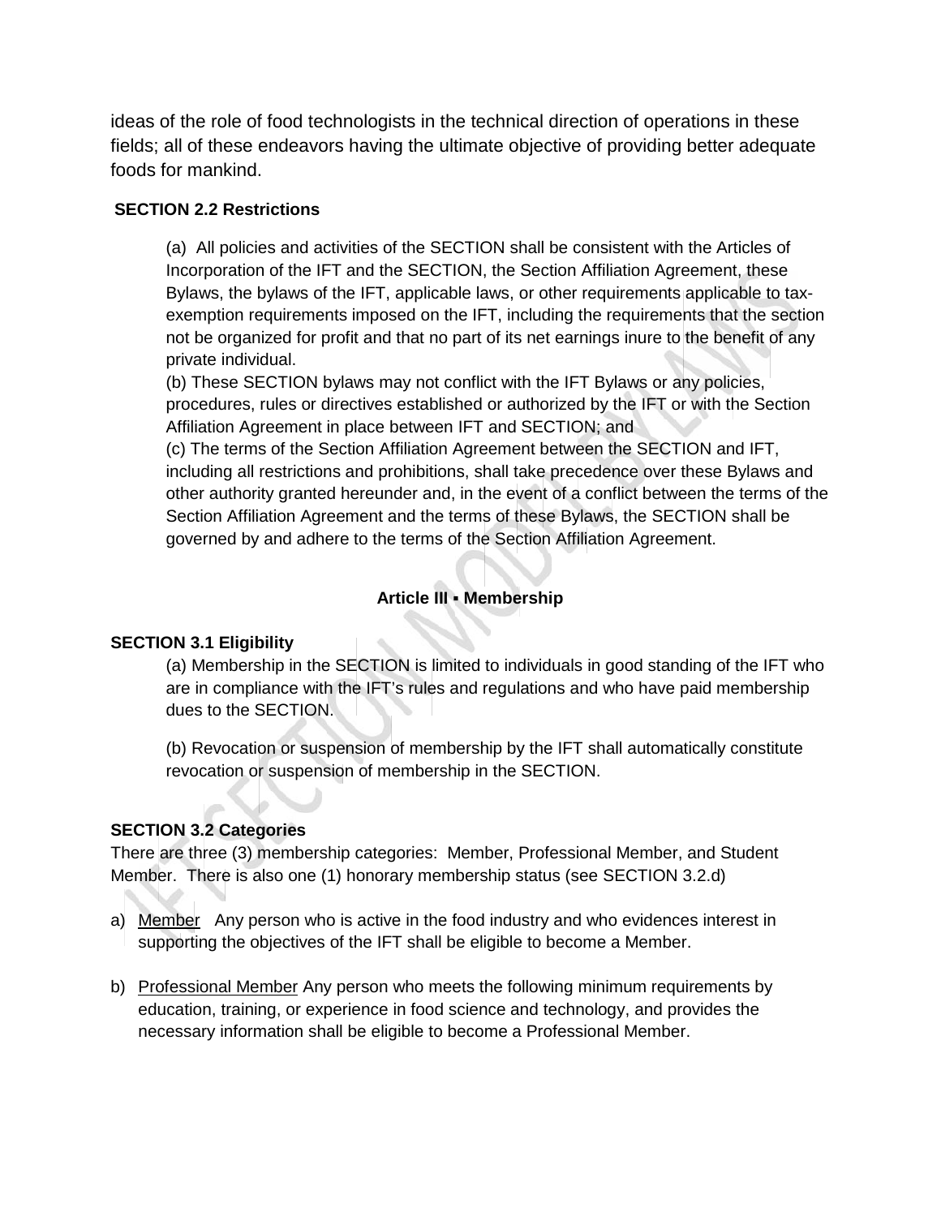ideas of the role of food technologists in the technical direction of operations in these fields; all of these endeavors having the ultimate objective of providing better adequate foods for mankind.

**SECTION 2.2 Restrictions**

(a) All policies and activities of the SECTION shall be consistent with the Articles of Incorporation of the IFT and the SECTION, the Section Affiliation Agreement, these Bylaws, the bylaws of the IFT, applicable laws, or other requirements applicable to tax-exemption requirements imposed on the IFT, including the requirements that the section not be organized for profit and that no part of its net earnings inure to the benefit of any private individual.
(b) These SECTION bylaws may not conflict with the IFT Bylaws or any policies, procedures, rules or directives established or authorized by the IFT or with the Section Affiliation Agreement in place between IFT and SECTION; and
(c) The terms of the Section Affiliation Agreement between the SECTION and IFT, including all restrictions and prohibitions, shall take precedence over these Bylaws and other authority granted hereunder and, in the event of a conflict between the terms of the Section Affiliation Agreement and the terms of these Bylaws, the SECTION shall be governed by and adhere to the terms of the Section Affiliation Agreement.

## Article III ▪ Membership

**SECTION 3.1 Eligibility**

(a) Membership in the SECTION is limited to individuals in good standing of the IFT who are in compliance with the IFT's rules and regulations and who have paid membership dues to the SECTION.

(b) Revocation or suspension of membership by the IFT shall automatically constitute revocation or suspension of membership in the SECTION.

**SECTION 3.2 Categories**

There are three (3) membership categories: Member, Professional Member, and Student Member. There is also one (1) honorary membership status (see SECTION 3.2.d)

a) <u>Member</u> Any person who is active in the food industry and who evidences interest in supporting the objectives of the IFT shall be eligible to become a Member.

b) <u>Professional Member</u> Any person who meets the following minimum requirements by education, training, or experience in food science and technology, and provides the necessary information shall be eligible to become a Professional Member.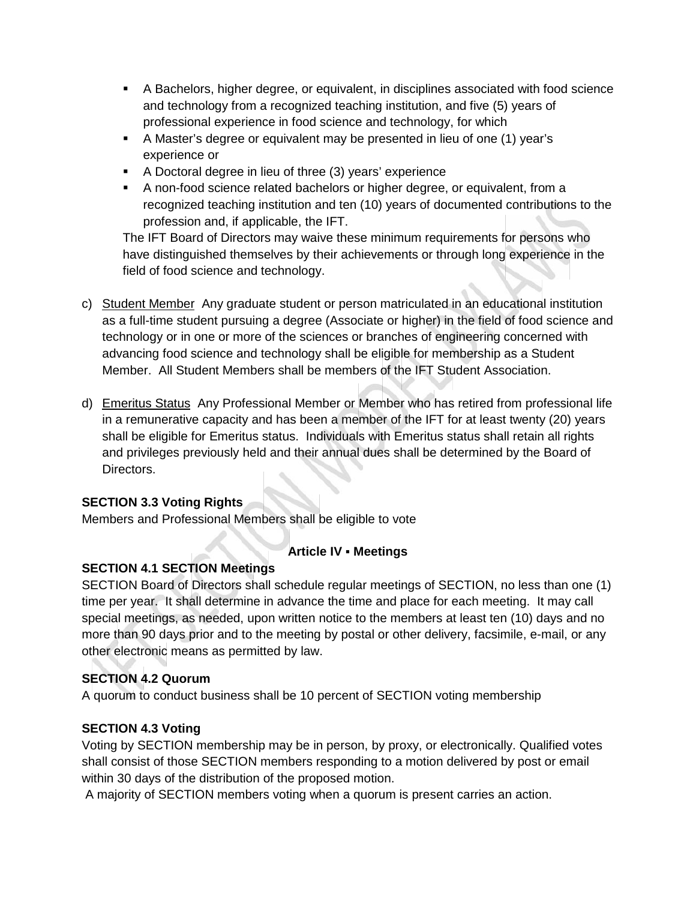- A Bachelors, higher degree, or equivalent, in disciplines associated with food science and technology from a recognized teaching institution, and five (5) years of professional experience in food science and technology, for which
- A Master's degree or equivalent may be presented in lieu of one (1) year's experience or
- A Doctoral degree in lieu of three (3) years' experience
- A non-food science related bachelors or higher degree, or equivalent, from a recognized teaching institution and ten (10) years of documented contributions to the profession and, if applicable, the IFT.

The IFT Board of Directors may waive these minimum requirements for persons who have distinguished themselves by their achievements or through long experience in the field of food science and technology.

c) <u>Student Member</u> Any graduate student or person matriculated in an educational institution as a full-time student pursuing a degree (Associate or higher) in the field of food science and technology or in one or more of the sciences or branches of engineering concerned with advancing food science and technology shall be eligible for membership as a Student Member. All Student Members shall be members of the IFT Student Association.

d) <u>Emeritus Status</u> Any Professional Member or Member who has retired from professional life in a remunerative capacity and has been a member of the IFT for at least twenty (20) years shall be eligible for Emeritus status. Individuals with Emeritus status shall retain all rights and privileges previously held and their annual dues shall be determined by the Board of Directors.

**SECTION 3.3 Voting Rights**

Members and Professional Members shall be eligible to vote

## Article IV ▪ Meetings

**SECTION 4.1 SECTION Meetings**

SECTION Board of Directors shall schedule regular meetings of SECTION, no less than one (1) time per year. It shall determine in advance the time and place for each meeting. It may call special meetings, as needed, upon written notice to the members at least ten (10) days and no more than 90 days prior and to the meeting by postal or other delivery, facsimile, e-mail, or any other electronic means as permitted by law.

**SECTION 4.2 Quorum**

A quorum to conduct business shall be 10 percent of SECTION voting membership

**SECTION 4.3 Voting**

Voting by SECTION membership may be in person, by proxy, or electronically. Qualified votes shall consist of those SECTION members responding to a motion delivered by post or email within 30 days of the distribution of the proposed motion.

A majority of SECTION members voting when a quorum is present carries an action.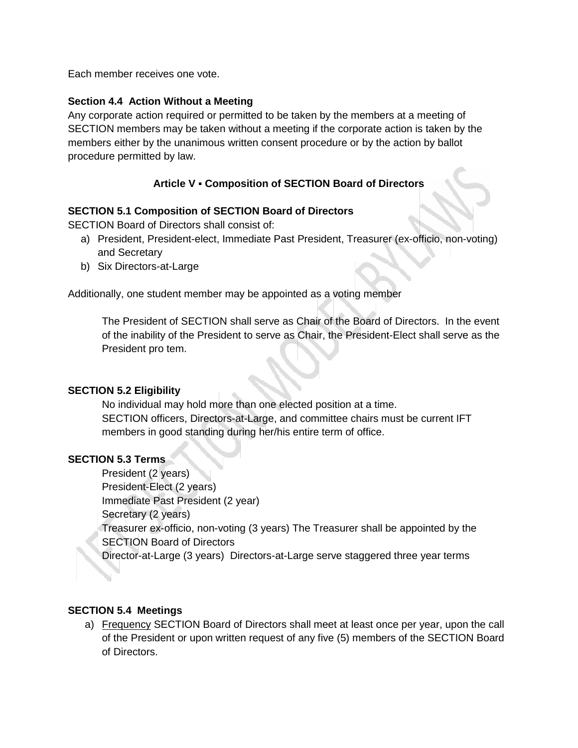Each member receives one vote.

### Section 4.4 Action Without a Meeting

Any corporate action required or permitted to be taken by the members at a meeting of SECTION members may be taken without a meeting if the corporate action is taken by the members either by the unanimous written consent procedure or by the action by ballot procedure permitted by law.

## Article V ▪ Composition of SECTION Board of Directors

### SECTION 5.1 Composition of SECTION Board of Directors

SECTION Board of Directors shall consist of:

a) President, President-elect, Immediate Past President, Treasurer (ex-officio, non-voting) and Secretary
b) Six Directors-at-Large

Additionally, one student member may be appointed as a voting member

The President of SECTION shall serve as Chair of the Board of Directors. In the event of the inability of the President to serve as Chair, the President-Elect shall serve as the President pro tem.

### SECTION 5.2 Eligibility

No individual may hold more than one elected position at a time.
SECTION officers, Directors-at-Large, and committee chairs must be current IFT members in good standing during her/his entire term of office.

### SECTION 5.3 Terms

President (2 years)
President-Elect (2 years)
Immediate Past President (2 year)
Secretary (2 years)
Treasurer ex-officio, non-voting (3 years) The Treasurer shall be appointed by the SECTION Board of Directors
Director-at-Large (3 years) Directors-at-Large serve staggered three year terms

### SECTION 5.4 Meetings

a) Frequency SECTION Board of Directors shall meet at least once per year, upon the call of the President or upon written request of any five (5) members of the SECTION Board of Directors.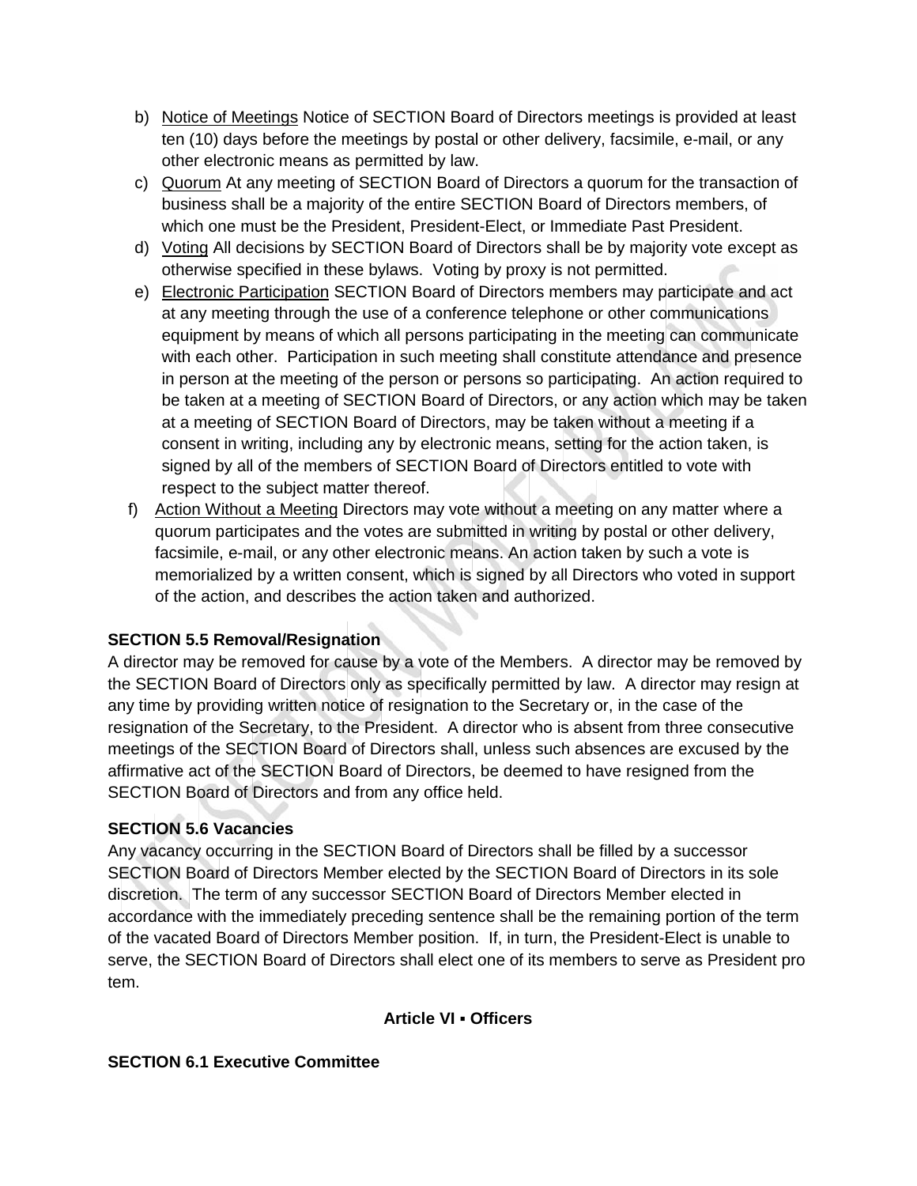b) Notice of Meetings Notice of SECTION Board of Directors meetings is provided at least ten (10) days before the meetings by postal or other delivery, facsimile, e-mail, or any other electronic means as permitted by law.

c) Quorum At any meeting of SECTION Board of Directors a quorum for the transaction of business shall be a majority of the entire SECTION Board of Directors members, of which one must be the President, President-Elect, or Immediate Past President.

d) Voting All decisions by SECTION Board of Directors shall be by majority vote except as otherwise specified in these bylaws. Voting by proxy is not permitted.

e) Electronic Participation SECTION Board of Directors members may participate and act at any meeting through the use of a conference telephone or other communications equipment by means of which all persons participating in the meeting can communicate with each other. Participation in such meeting shall constitute attendance and presence in person at the meeting of the person or persons so participating. An action required to be taken at a meeting of SECTION Board of Directors, or any action which may be taken at a meeting of SECTION Board of Directors, may be taken without a meeting if a consent in writing, including any by electronic means, setting for the action taken, is signed by all of the members of SECTION Board of Directors entitled to vote with respect to the subject matter thereof.

f) Action Without a Meeting Directors may vote without a meeting on any matter where a quorum participates and the votes are submitted in writing by postal or other delivery, facsimile, e-mail, or any other electronic means. An action taken by such a vote is memorialized by a written consent, which is signed by all Directors who voted in support of the action, and describes the action taken and authorized.

**SECTION 5.5 Removal/Resignation**

A director may be removed for cause by a vote of the Members. A director may be removed by the SECTION Board of Directors only as specifically permitted by law. A director may resign at any time by providing written notice of resignation to the Secretary or, in the case of the resignation of the Secretary, to the President. A director who is absent from three consecutive meetings of the SECTION Board of Directors shall, unless such absences are excused by the affirmative act of the SECTION Board of Directors, be deemed to have resigned from the SECTION Board of Directors and from any office held.

**SECTION 5.6 Vacancies**

Any vacancy occurring in the SECTION Board of Directors shall be filled by a successor SECTION Board of Directors Member elected by the SECTION Board of Directors in its sole discretion. The term of any successor SECTION Board of Directors Member elected in accordance with the immediately preceding sentence shall be the remaining portion of the term of the vacated Board of Directors Member position. If, in turn, the President-Elect is unable to serve, the SECTION Board of Directors shall elect one of its members to serve as President pro tem.

## Article VI ▪ Officers

**SECTION 6.1 Executive Committee**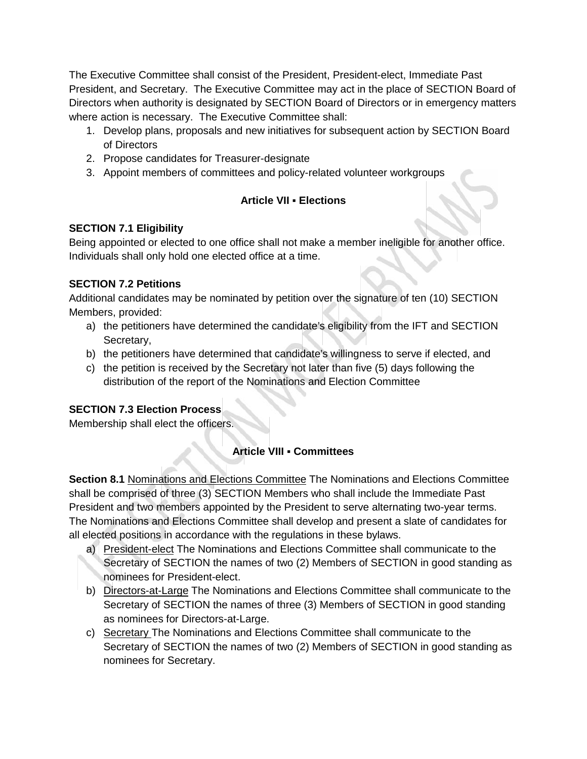The Executive Committee shall consist of the President, President-elect, Immediate Past President, and Secretary. The Executive Committee may act in the place of SECTION Board of Directors when authority is designated by SECTION Board of Directors or in emergency matters where action is necessary. The Executive Committee shall:

1. Develop plans, proposals and new initiatives for subsequent action by SECTION Board of Directors
2. Propose candidates for Treasurer-designate
3. Appoint members of committees and policy-related volunteer workgroups

## Article VII ▪ Elections

### SECTION 7.1 Eligibility

Being appointed or elected to one office shall not make a member ineligible for another office. Individuals shall only hold one elected office at a time.

### SECTION 7.2 Petitions

Additional candidates may be nominated by petition over the signature of ten (10) SECTION Members, provided:

a) the petitioners have determined the candidate's eligibility from the IFT and SECTION Secretary,
b) the petitioners have determined that candidate's willingness to serve if elected, and
c) the petition is received by the Secretary not later than five (5) days following the distribution of the report of the Nominations and Election Committee

### SECTION 7.3 Election Process

Membership shall elect the officers.

## Article VIII ▪ Committees

**Section 8.1** Nominations and Elections Committee The Nominations and Elections Committee shall be comprised of three (3) SECTION Members who shall include the Immediate Past President and two members appointed by the President to serve alternating two-year terms. The Nominations and Elections Committee shall develop and present a slate of candidates for all elected positions in accordance with the regulations in these bylaws.

a) President-elect The Nominations and Elections Committee shall communicate to the Secretary of SECTION the names of two (2) Members of SECTION in good standing as nominees for President-elect.
b) Directors-at-Large The Nominations and Elections Committee shall communicate to the Secretary of SECTION the names of three (3) Members of SECTION in good standing as nominees for Directors-at-Large.
c) Secretary The Nominations and Elections Committee shall communicate to the Secretary of SECTION the names of two (2) Members of SECTION in good standing as nominees for Secretary.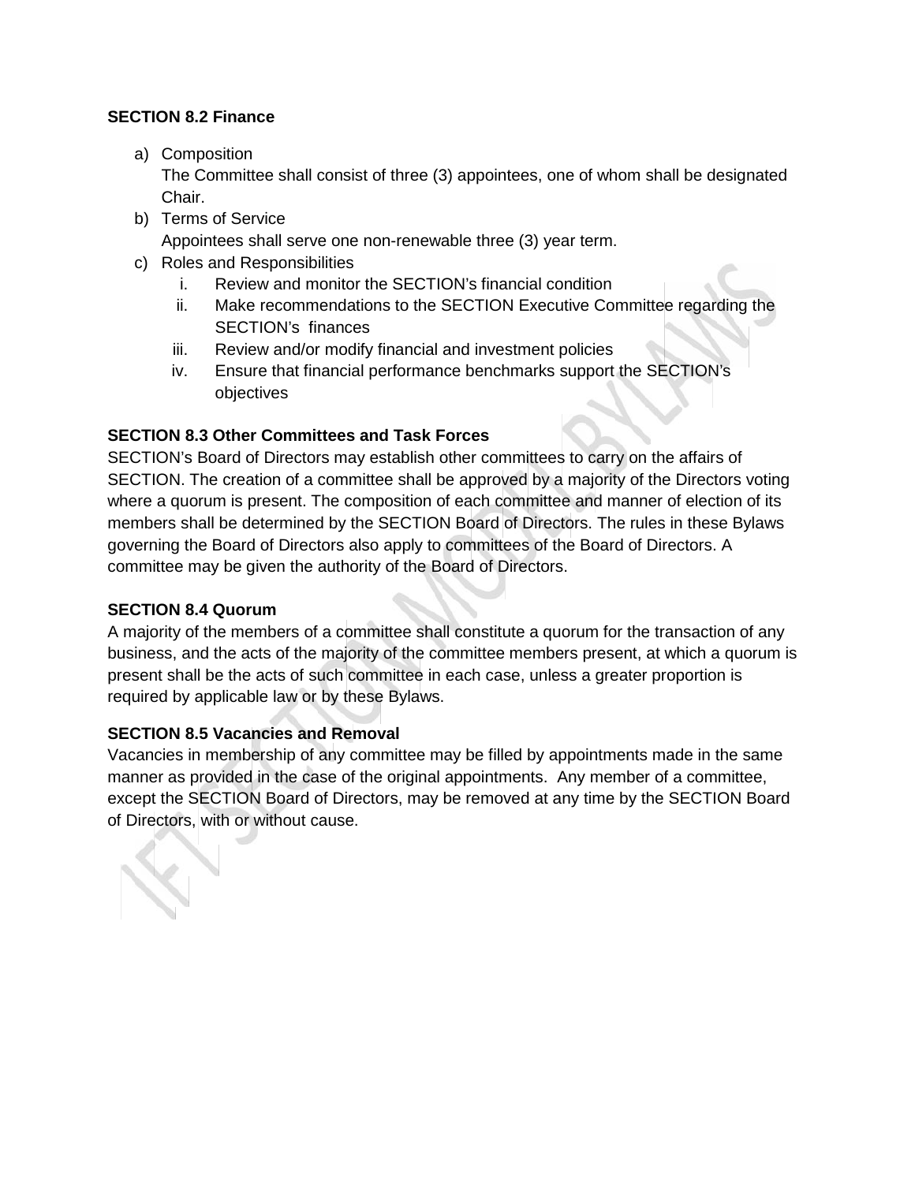**SECTION 8.2 Finance**

a) Composition
   The Committee shall consist of three (3) appointees, one of whom shall be designated Chair.
b) Terms of Service
   Appointees shall serve one non-renewable three (3) year term.
c) Roles and Responsibilities
   i. Review and monitor the SECTION's financial condition
   ii. Make recommendations to the SECTION Executive Committee regarding the SECTION's finances
   iii. Review and/or modify financial and investment policies
   iv. Ensure that financial performance benchmarks support the SECTION's objectives

**SECTION 8.3 Other Committees and Task Forces**
SECTION's Board of Directors may establish other committees to carry on the affairs of SECTION. The creation of a committee shall be approved by a majority of the Directors voting where a quorum is present. The composition of each committee and manner of election of its members shall be determined by the SECTION Board of Directors. The rules in these Bylaws governing the Board of Directors also apply to committees of the Board of Directors. A committee may be given the authority of the Board of Directors.

**SECTION 8.4 Quorum**
A majority of the members of a committee shall constitute a quorum for the transaction of any business, and the acts of the majority of the committee members present, at which a quorum is present shall be the acts of such committee in each case, unless a greater proportion is required by applicable law or by these Bylaws.

**SECTION 8.5 Vacancies and Removal**
Vacancies in membership of any committee may be filled by appointments made in the same manner as provided in the case of the original appointments. Any member of a committee, except the SECTION Board of Directors, may be removed at any time by the SECTION Board of Directors, with or without cause.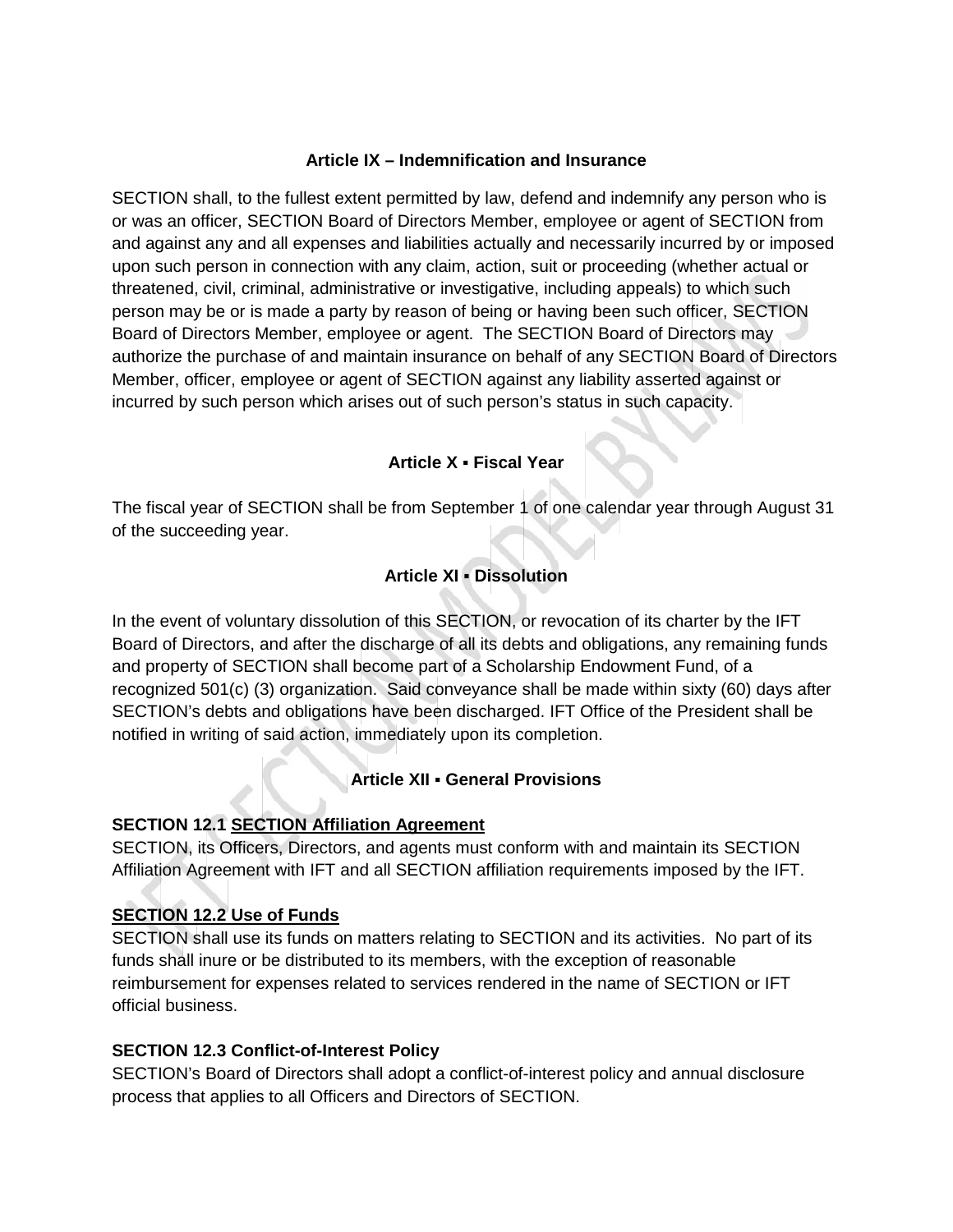### Article IX – Indemnification and Insurance

SECTION shall, to the fullest extent permitted by law, defend and indemnify any person who is or was an officer, SECTION Board of Directors Member, employee or agent of SECTION from and against any and all expenses and liabilities actually and necessarily incurred by or imposed upon such person in connection with any claim, action, suit or proceeding (whether actual or threatened, civil, criminal, administrative or investigative, including appeals) to which such person may be or is made a party by reason of being or having been such officer, SECTION Board of Directors Member, employee or agent. The SECTION Board of Directors may authorize the purchase of and maintain insurance on behalf of any SECTION Board of Directors Member, officer, employee or agent of SECTION against any liability asserted against or incurred by such person which arises out of such person's status in such capacity.

### Article X ▪ Fiscal Year

The fiscal year of SECTION shall be from September 1 of one calendar year through August 31 of the succeeding year.

### Article XI ▪ Dissolution

In the event of voluntary dissolution of this SECTION, or revocation of its charter by the IFT Board of Directors, and after the discharge of all its debts and obligations, any remaining funds and property of SECTION shall become part of a Scholarship Endowment Fund, of a recognized 501(c) (3) organization. Said conveyance shall be made within sixty (60) days after SECTION's debts and obligations have been discharged. IFT Office of the President shall be notified in writing of said action, immediately upon its completion.

### Article XII ▪ General Provisions

**SECTION 12.1 <u>SECTION Affiliation Agreement</u>**
SECTION, its Officers, Directors, and agents must conform with and maintain its SECTION Affiliation Agreement with IFT and all SECTION affiliation requirements imposed by the IFT.

**<u>SECTION 12.2 Use of Funds</u>**
SECTION shall use its funds on matters relating to SECTION and its activities. No part of its funds shall inure or be distributed to its members, with the exception of reasonable reimbursement for expenses related to services rendered in the name of SECTION or IFT official business.

**SECTION 12.3 Conflict-of-Interest Policy**
SECTION's Board of Directors shall adopt a conflict-of-interest policy and annual disclosure process that applies to all Officers and Directors of SECTION.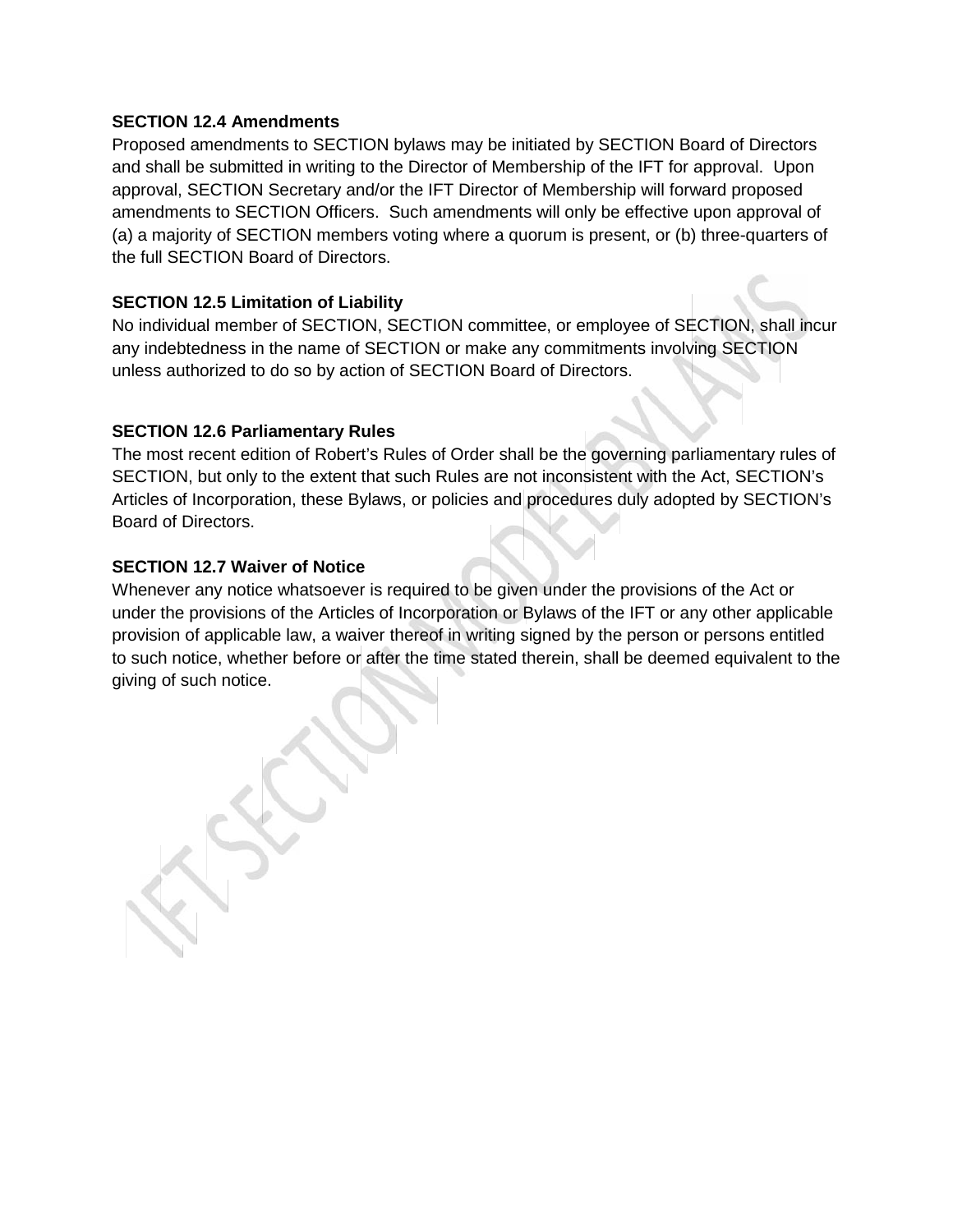**SECTION 12.4 Amendments**

Proposed amendments to SECTION bylaws may be initiated by SECTION Board of Directors and shall be submitted in writing to the Director of Membership of the IFT for approval. Upon approval, SECTION Secretary and/or the IFT Director of Membership will forward proposed amendments to SECTION Officers. Such amendments will only be effective upon approval of (a) a majority of SECTION members voting where a quorum is present, or (b) three-quarters of the full SECTION Board of Directors.

**SECTION 12.5 Limitation of Liability**

No individual member of SECTION, SECTION committee, or employee of SECTION, shall incur any indebtedness in the name of SECTION or make any commitments involving SECTION unless authorized to do so by action of SECTION Board of Directors.

**SECTION 12.6 Parliamentary Rules**

The most recent edition of Robert's Rules of Order shall be the governing parliamentary rules of SECTION, but only to the extent that such Rules are not inconsistent with the Act, SECTION's Articles of Incorporation, these Bylaws, or policies and procedures duly adopted by SECTION's Board of Directors.

**SECTION 12.7 Waiver of Notice**

Whenever any notice whatsoever is required to be given under the provisions of the Act or under the provisions of the Articles of Incorporation or Bylaws of the IFT or any other applicable provision of applicable law, a waiver thereof in writing signed by the person or persons entitled to such notice, whether before or after the time stated therein, shall be deemed equivalent to the giving of such notice.